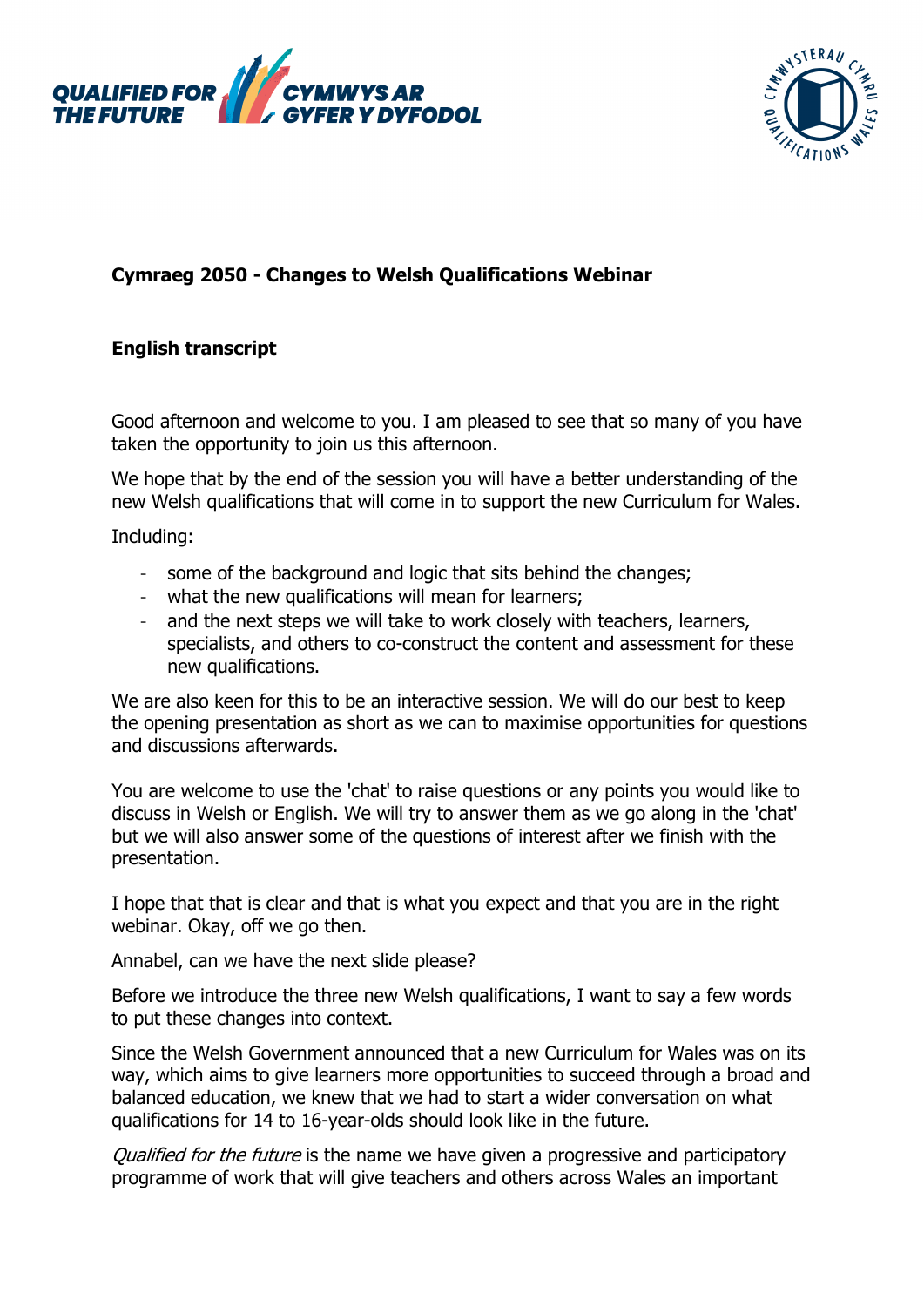**Cymraeg 2050 - Changes to Welsh Qualifications Webinar**

**English transcript**

Good afternoon and welcome to you. I am pleased to see that so many of you have taken the opportunity to join us this afternoon.

We hope that by the end of the session you will have a better understanding of the new Welsh qualifications that will come in to support the new Curriculum for Wales.

Including:

- some of the background and logic that sits behind the changes;
- what the new qualifications will mean for learners;
- and the next steps we will take to work closely with teachers, learners, specialists, and others to co-construct the content and assessment for these new qualifications.

We are also keen for this to be an interactive session. We will do our best to keep the opening presentation as short as we can to maximise opportunities for questions and discussions afterwards.

You are welcome to use the 'chat' to raise questions or any points you would like to discuss in Welsh or English. We will try to answer them as we go along in the 'chat' but we will also answer some of the questions of interest after we finish with the presentation.

I hope that that is clear and that is what you expect and that you are in the right webinar. Okay, off we go then.

Annabel, can we have the next slide please?

Before we introduce the three new Welsh qualifications, I want to say a few words to put these changes into context.

Since the Welsh Government announced that a new Curriculum for Wales was on its way, which aims to give learners more opportunities to succeed through a broad and balanced education, we knew that we had to start a wider conversation on what qualifications for 14 to 16-year-olds should look like in the future.

*Qualified for the future* is the name we have given a progressive and participatory programme of work that will give teachers and others across Wales an important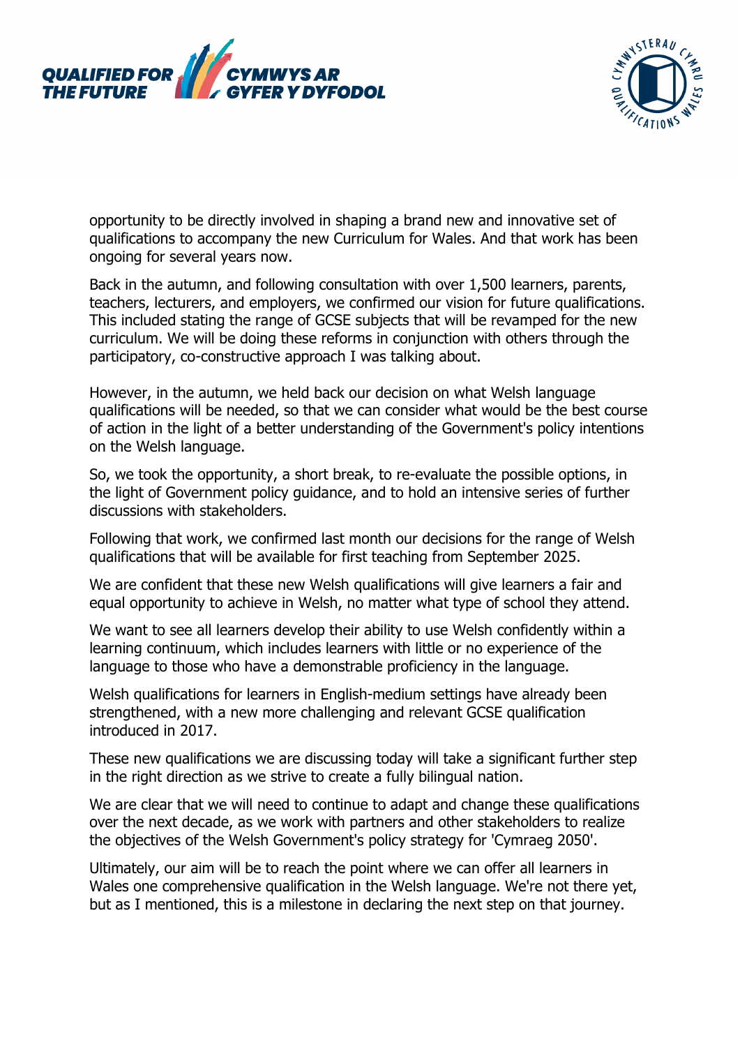opportunity to be directly involved in shaping a brand new and innovative set of qualifications to accompany the new Curriculum for Wales. And that work has been ongoing for several years now.

Back in the autumn, and following consultation with over 1,500 learners, parents, teachers, lecturers, and employers, we confirmed our vision for future qualifications. This included stating the range of GCSE subjects that will be revamped for the new curriculum. We will be doing these reforms in conjunction with others through the participatory, co-constructive approach I was talking about.

However, in the autumn, we held back our decision on what Welsh language qualifications will be needed, so that we can consider what would be the best course of action in the light of a better understanding of the Government's policy intentions on the Welsh language.

So, we took the opportunity, a short break, to re-evaluate the possible options, in the light of Government policy guidance, and to hold an intensive series of further discussions with stakeholders.

Following that work, we confirmed last month our decisions for the range of Welsh qualifications that will be available for first teaching from September 2025.

We are confident that these new Welsh qualifications will give learners a fair and equal opportunity to achieve in Welsh, no matter what type of school they attend.

We want to see all learners develop their ability to use Welsh confidently within a learning continuum, which includes learners with little or no experience of the language to those who have a demonstrable proficiency in the language.

Welsh qualifications for learners in English-medium settings have already been strengthened, with a new more challenging and relevant GCSE qualification introduced in 2017.

These new qualifications we are discussing today will take a significant further step in the right direction as we strive to create a fully bilingual nation.

We are clear that we will need to continue to adapt and change these qualifications over the next decade, as we work with partners and other stakeholders to realize the objectives of the Welsh Government's policy strategy for 'Cymraeg 2050'.

Ultimately, our aim will be to reach the point where we can offer all learners in Wales one comprehensive qualification in the Welsh language. We're not there yet, but as I mentioned, this is a milestone in declaring the next step on that journey.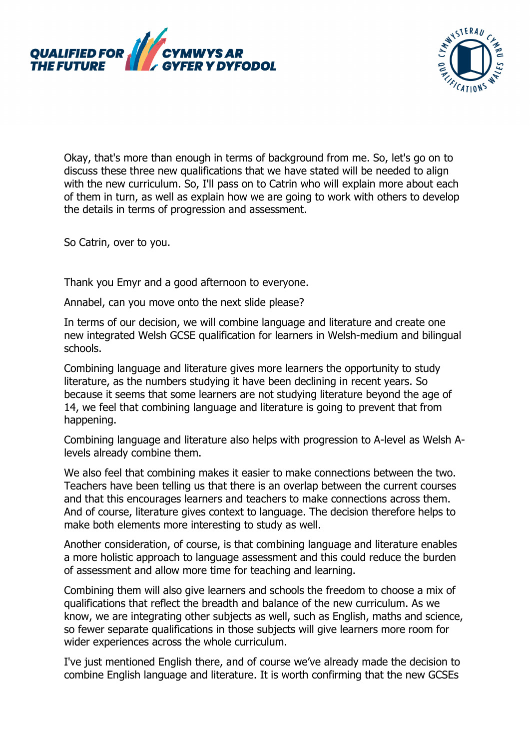Okay, that's more than enough in terms of background from me. So, let's go on to discuss these three new qualifications that we have stated will be needed to align with the new curriculum. So, I'll pass on to Catrin who will explain more about each of them in turn, as well as explain how we are going to work with others to develop the details in terms of progression and assessment.

So Catrin, over to you.

Thank you Emyr and a good afternoon to everyone.

Annabel, can you move onto the next slide please?

In terms of our decision, we will combine language and literature and create one new integrated Welsh GCSE qualification for learners in Welsh-medium and bilingual schools.

Combining language and literature gives more learners the opportunity to study literature, as the numbers studying it have been declining in recent years. So because it seems that some learners are not studying literature beyond the age of 14, we feel that combining language and literature is going to prevent that from happening.

Combining language and literature also helps with progression to A-level as Welsh A-levels already combine them.

We also feel that combining makes it easier to make connections between the two. Teachers have been telling us that there is an overlap between the current courses and that this encourages learners and teachers to make connections across them. And of course, literature gives context to language. The decision therefore helps to make both elements more interesting to study as well.

Another consideration, of course, is that combining language and literature enables a more holistic approach to language assessment and this could reduce the burden of assessment and allow more time for teaching and learning.

Combining them will also give learners and schools the freedom to choose a mix of qualifications that reflect the breadth and balance of the new curriculum. As we know, we are integrating other subjects as well, such as English, maths and science, so fewer separate qualifications in those subjects will give learners more room for wider experiences across the whole curriculum.

I've just mentioned English there, and of course we've already made the decision to combine English language and literature. It is worth confirming that the new GCSEs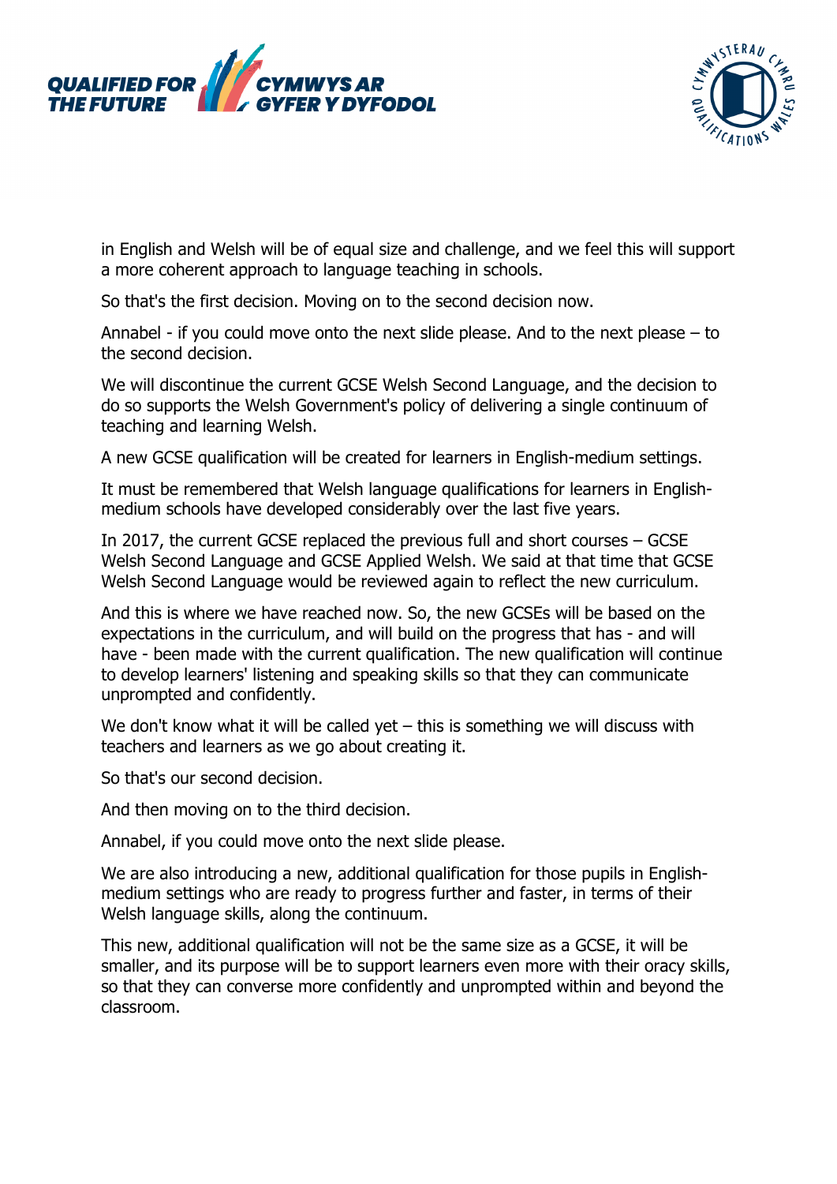in English and Welsh will be of equal size and challenge, and we feel this will support a more coherent approach to language teaching in schools.

So that's the first decision. Moving on to the second decision now.

Annabel - if you could move onto the next slide please. And to the next please – to the second decision.

We will discontinue the current GCSE Welsh Second Language, and the decision to do so supports the Welsh Government's policy of delivering a single continuum of teaching and learning Welsh.

A new GCSE qualification will be created for learners in English-medium settings.

It must be remembered that Welsh language qualifications for learners in English-medium schools have developed considerably over the last five years.

In 2017, the current GCSE replaced the previous full and short courses – GCSE Welsh Second Language and GCSE Applied Welsh. We said at that time that GCSE Welsh Second Language would be reviewed again to reflect the new curriculum.

And this is where we have reached now. So, the new GCSEs will be based on the expectations in the curriculum, and will build on the progress that has - and will have - been made with the current qualification. The new qualification will continue to develop learners' listening and speaking skills so that they can communicate unprompted and confidently.

We don't know what it will be called yet – this is something we will discuss with teachers and learners as we go about creating it.

So that's our second decision.

And then moving on to the third decision.

Annabel, if you could move onto the next slide please.

We are also introducing a new, additional qualification for those pupils in English-medium settings who are ready to progress further and faster, in terms of their Welsh language skills, along the continuum.

This new, additional qualification will not be the same size as a GCSE, it will be smaller, and its purpose will be to support learners even more with their oracy skills, so that they can converse more confidently and unprompted within and beyond the classroom.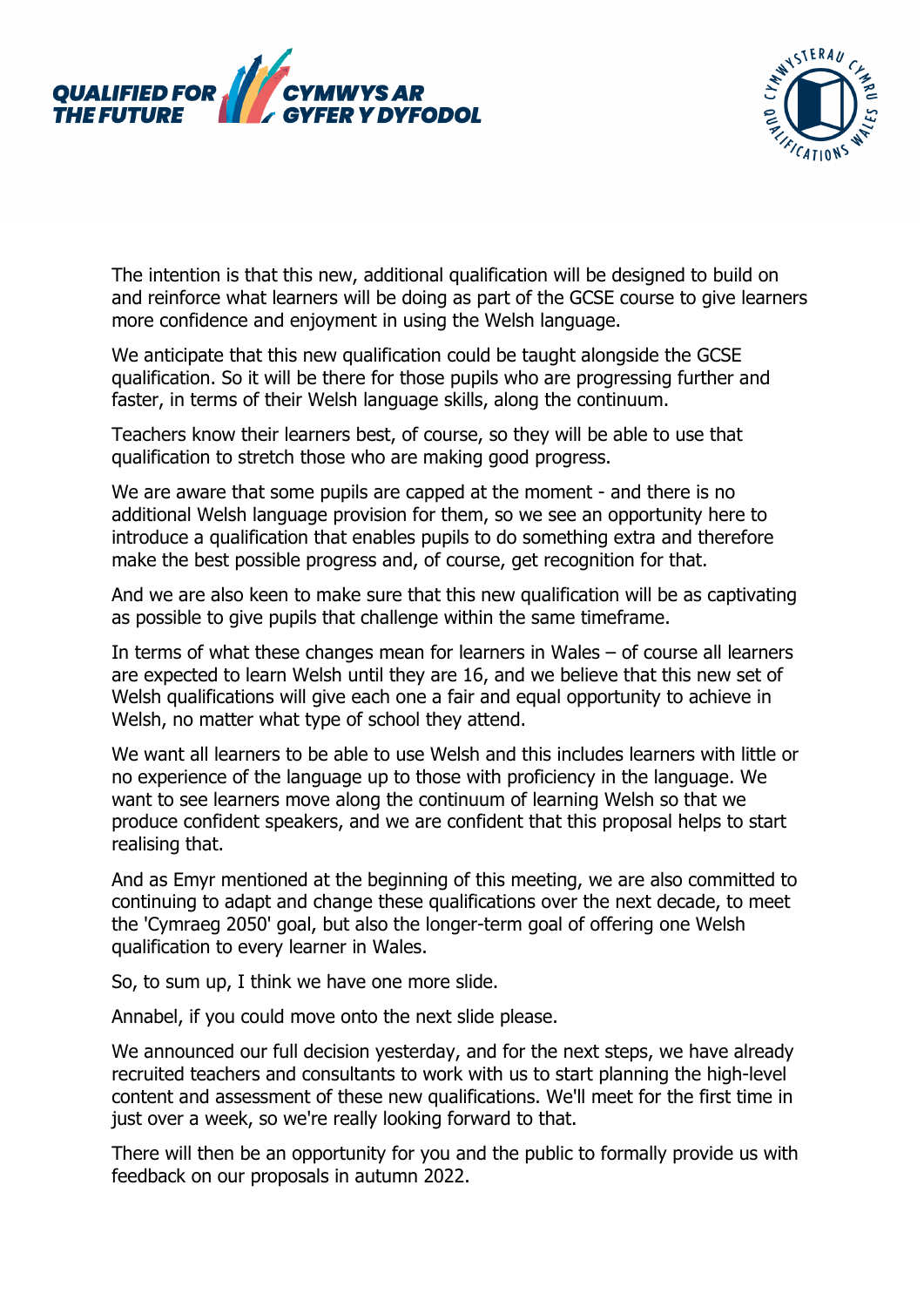The intention is that this new, additional qualification will be designed to build on and reinforce what learners will be doing as part of the GCSE course to give learners more confidence and enjoyment in using the Welsh language.

We anticipate that this new qualification could be taught alongside the GCSE qualification. So it will be there for those pupils who are progressing further and faster, in terms of their Welsh language skills, along the continuum.

Teachers know their learners best, of course, so they will be able to use that qualification to stretch those who are making good progress.

We are aware that some pupils are capped at the moment - and there is no additional Welsh language provision for them, so we see an opportunity here to introduce a qualification that enables pupils to do something extra and therefore make the best possible progress and, of course, get recognition for that.

And we are also keen to make sure that this new qualification will be as captivating as possible to give pupils that challenge within the same timeframe.

In terms of what these changes mean for learners in Wales – of course all learners are expected to learn Welsh until they are 16, and we believe that this new set of Welsh qualifications will give each one a fair and equal opportunity to achieve in Welsh, no matter what type of school they attend.

We want all learners to be able to use Welsh and this includes learners with little or no experience of the language up to those with proficiency in the language. We want to see learners move along the continuum of learning Welsh so that we produce confident speakers, and we are confident that this proposal helps to start realising that.

And as Emyr mentioned at the beginning of this meeting, we are also committed to continuing to adapt and change these qualifications over the next decade, to meet the 'Cymraeg 2050' goal, but also the longer-term goal of offering one Welsh qualification to every learner in Wales.

So, to sum up, I think we have one more slide.

Annabel, if you could move onto the next slide please.

We announced our full decision yesterday, and for the next steps, we have already recruited teachers and consultants to work with us to start planning the high-level content and assessment of these new qualifications. We'll meet for the first time in just over a week, so we're really looking forward to that.

There will then be an opportunity for you and the public to formally provide us with feedback on our proposals in autumn 2022.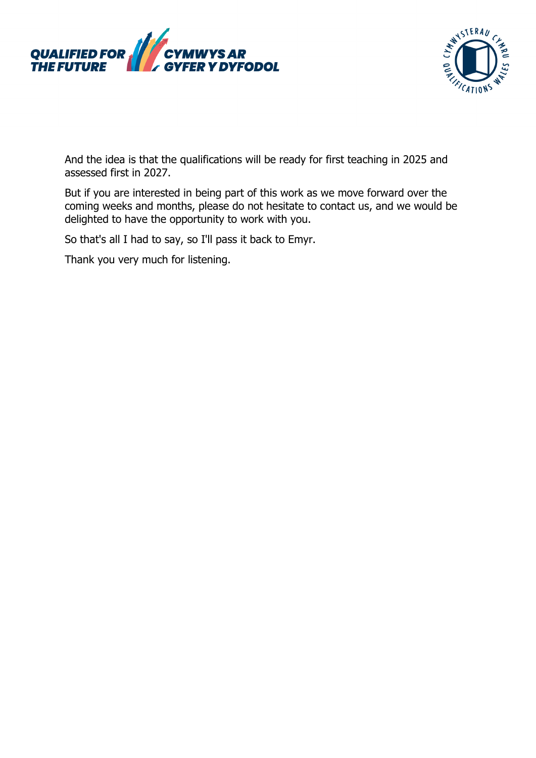And the idea is that the qualifications will be ready for first teaching in 2025 and assessed first in 2027.

But if you are interested in being part of this work as we move forward over the coming weeks and months, please do not hesitate to contact us, and we would be delighted to have the opportunity to work with you.

So that's all I had to say, so I'll pass it back to Emyr.

Thank you very much for listening.